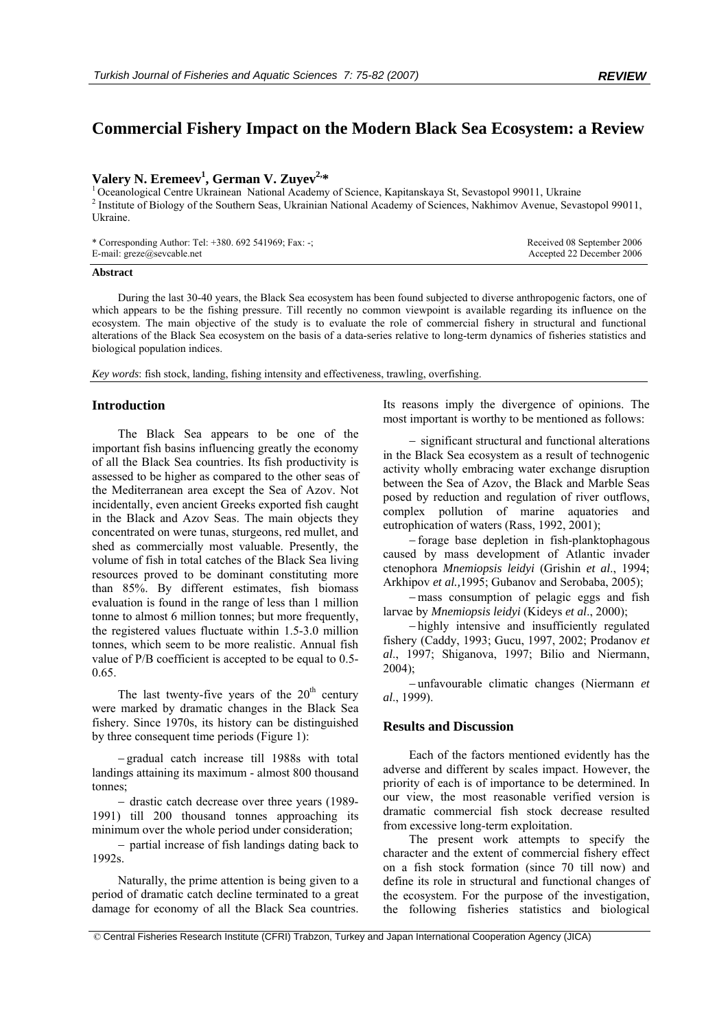# Commercial Fishery Impact on the Modern Black Sea Ecosystem: a Review

**Valery N. Eremeev[1], German V. Zuyev[2,*]**

[1] Oceanological Centre Ukrainean National Academy of Science, Kapitanskaya St, Sevastopol 99011, Ukraine
[2] Institute of Biology of the Southern Seas, Ukrainian National Academy of Sciences, Nakhimov Avenue, Sevastopol 99011, Ukraine.

\* Corresponding Author: Tel: +380. 692 541969; Fax: -;
E-mail: greze@sevcable.net

Received 08 September 2006
Accepted 22 December 2006

**Abstract**

During the last 30-40 years, the Black Sea ecosystem has been found subjected to diverse anthropogenic factors, one of which appears to be the fishing pressure. Till recently no common viewpoint is available regarding its influence on the ecosystem. The main objective of the study is to evaluate the role of commercial fishery in structural and functional alterations of the Black Sea ecosystem on the basis of a data-series relative to long-term dynamics of fisheries statistics and biological population indices.

*Key words*: fish stock, landing, fishing intensity and effectiveness, trawling, overfishing.

## Introduction

The Black Sea appears to be one of the important fish basins influencing greatly the economy of all the Black Sea countries. Its fish productivity is assessed to be higher as compared to the other seas of the Mediterranean area except the Sea of Azov. Not incidentally, even ancient Greeks exported fish caught in the Black and Azov Seas. The main objects they concentrated on were tunas, sturgeons, red mullet, and shed as commercially most valuable. Presently, the volume of fish in total catches of the Black Sea living resources proved to be dominant constituting more than 85%. By different estimates, fish biomass evaluation is found in the range of less than 1 million tonne to almost 6 million tonnes; but more frequently, the registered values fluctuate within 1.5-3.0 million tonnes, which seem to be more realistic. Annual fish value of P/B coefficient is accepted to be equal to 0.5-0.65.

The last twenty-five years of the 20[th] century were marked by dramatic changes in the Black Sea fishery. Since 1970s, its history can be distinguished by three consequent time periods (Figure 1):

- gradual catch increase till 1988s with total landings attaining its maximum - almost 800 thousand tonnes;
- drastic catch decrease over three years (1989-1991) till 200 thousand tonnes approaching its minimum over the whole period under consideration;
- partial increase of fish landings dating back to 1992s.

Naturally, the prime attention is being given to a period of dramatic catch decline terminated to a great damage for economy of all the Black Sea countries. Its reasons imply the divergence of opinions. The most important is worthy to be mentioned as follows:

- significant structural and functional alterations in the Black Sea ecosystem as a result of technogenic activity wholly embracing water exchange disruption between the Sea of Azov, the Black and Marble Seas posed by reduction and regulation of river outflows, complex pollution of marine aquatories and eutrophication of waters (Rass, 1992, 2001);
- forage base depletion in fish-planktophagous caused by mass development of Atlantic invader ctenophora *Mnemiopsis leidyi* (Grishin *et al*., 1994; Arkhipov *et al.,*1995; Gubanov and Serobaba, 2005);
- mass consumption of pelagic eggs and fish larvae by *Mnemiopsis leidyi* (Kideys *et al*., 2000);
- highly intensive and insufficiently regulated fishery (Caddy, 1993; Gucu, 1997, 2002; Prodanov *et al*., 1997; Shiganova, 1997; Bilio and Niermann, 2004);
- unfavourable climatic changes (Niermann *et al*., 1999).

## Results and Discussion

Each of the factors mentioned evidently has the adverse and different by scales impact. However, the priority of each is of importance to be determined. In our view, the most reasonable verified version is dramatic commercial fish stock decrease resulted from excessive long-term exploitation.

The present work attempts to specify the character and the extent of commercial fishery effect on a fish stock formation (since 70 till now) and define its role in structural and functional changes of the ecosystem. For the purpose of the investigation, the following fisheries statistics and biological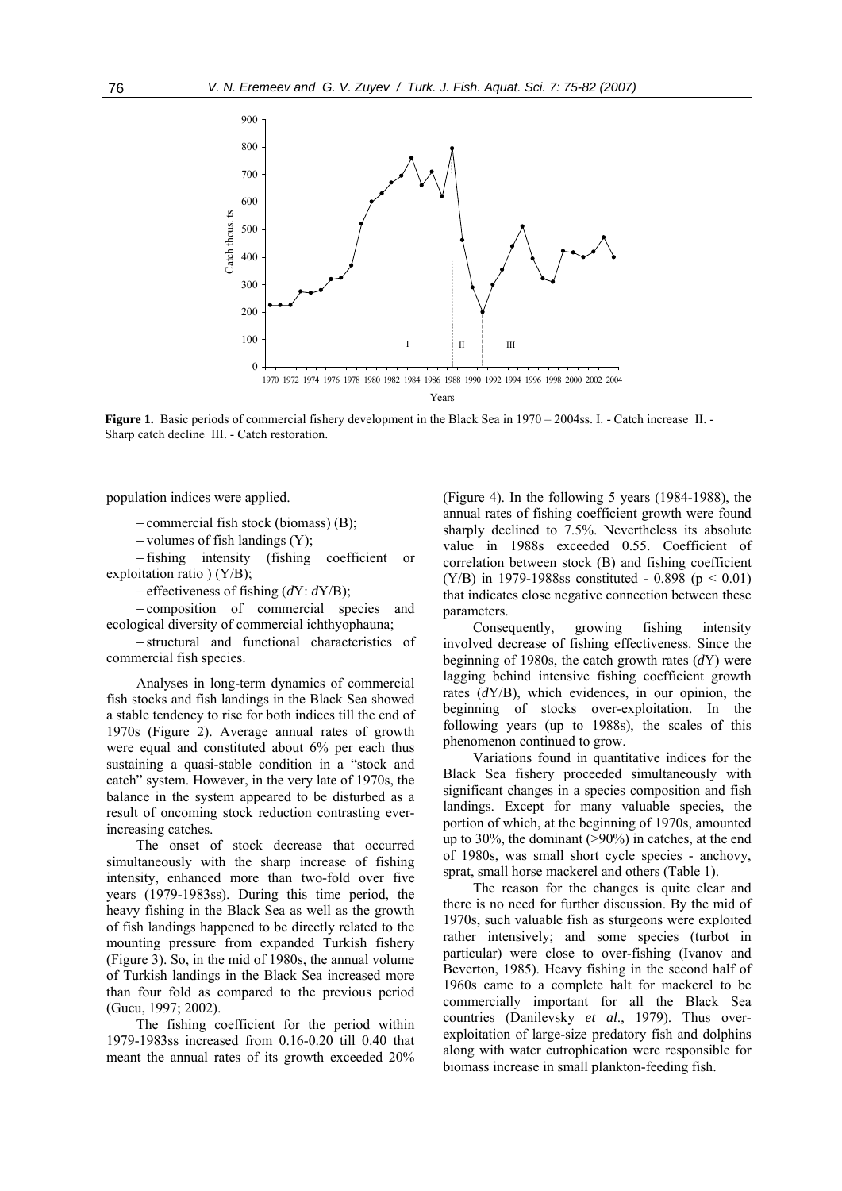**Figure 1.** Basic periods of commercial fishery development in the Black Sea in 1970 – 2004ss. I. - Catch increase II. - Sharp catch decline III. - Catch restoration.

population indices were applied.

– commercial fish stock (biomass) (B);

– volumes of fish landings (Y);

– fishing intensity (fishing coefficient or exploitation ratio ) (Y/B);

– effectiveness of fishing (*d*Y: *d*Y/B);

– composition of commercial species and ecological diversity of commercial ichthyophauna;

– structural and functional characteristics of commercial fish species.

Analyses in long-term dynamics of commercial fish stocks and fish landings in the Black Sea showed a stable tendency to rise for both indices till the end of 1970s (Figure 2). Average annual rates of growth were equal and constituted about 6% per each thus sustaining a quasi-stable condition in a "stock and catch" system. However, in the very late of 1970s, the balance in the system appeared to be disturbed as a result of oncoming stock reduction contrasting ever-increasing catches.

The onset of stock decrease that occurred simultaneously with the sharp increase of fishing intensity, enhanced more than two-fold over five years (1979-1983ss). During this time period, the heavy fishing in the Black Sea as well as the growth of fish landings happened to be directly related to the mounting pressure from expanded Turkish fishery (Figure 3). So, in the mid of 1980s, the annual volume of Turkish landings in the Black Sea increased more than four fold as compared to the previous period (Gucu, 1997; 2002).

The fishing coefficient for the period within 1979-1983ss increased from 0.16-0.20 till 0.40 that meant the annual rates of its growth exceeded 20% (Figure 4). In the following 5 years (1984-1988), the annual rates of fishing coefficient growth were found sharply declined to 7.5%. Nevertheless its absolute value in 1988s exceeded 0.55. Coefficient of correlation between stock (B) and fishing coefficient (Y/B) in 1979-1988ss constituted - 0.898 ($p < 0.01$) that indicates close negative connection between these parameters.

Consequently, growing fishing intensity involved decrease of fishing effectiveness. Since the beginning of 1980s, the catch growth rates (*d*Y) were lagging behind intensive fishing coefficient growth rates (*d*Y/B), which evidences, in our opinion, the beginning of stocks over-exploitation. In the following years (up to 1988s), the scales of this phenomenon continued to grow.

Variations found in quantitative indices for the Black Sea fishery proceeded simultaneously with significant changes in a species composition and fish landings. Except for many valuable species, the portion of which, at the beginning of 1970s, amounted up to 30%, the dominant (>90%) in catches, at the end of 1980s, was small short cycle species - anchovy, sprat, small horse mackerel and others (Table 1).

The reason for the changes is quite clear and there is no need for further discussion. By the mid of 1970s, such valuable fish as sturgeons were exploited rather intensively; and some species (turbot in particular) were close to over-fishing (Ivanov and Beverton, 1985). Heavy fishing in the second half of 1960s came to a complete halt for mackerel to be commercially important for all the Black Sea countries (Danilevsky *et al*., 1979). Thus over-exploitation of large-size predatory fish and dolphins along with water eutrophication were responsible for biomass increase in small plankton-feeding fish.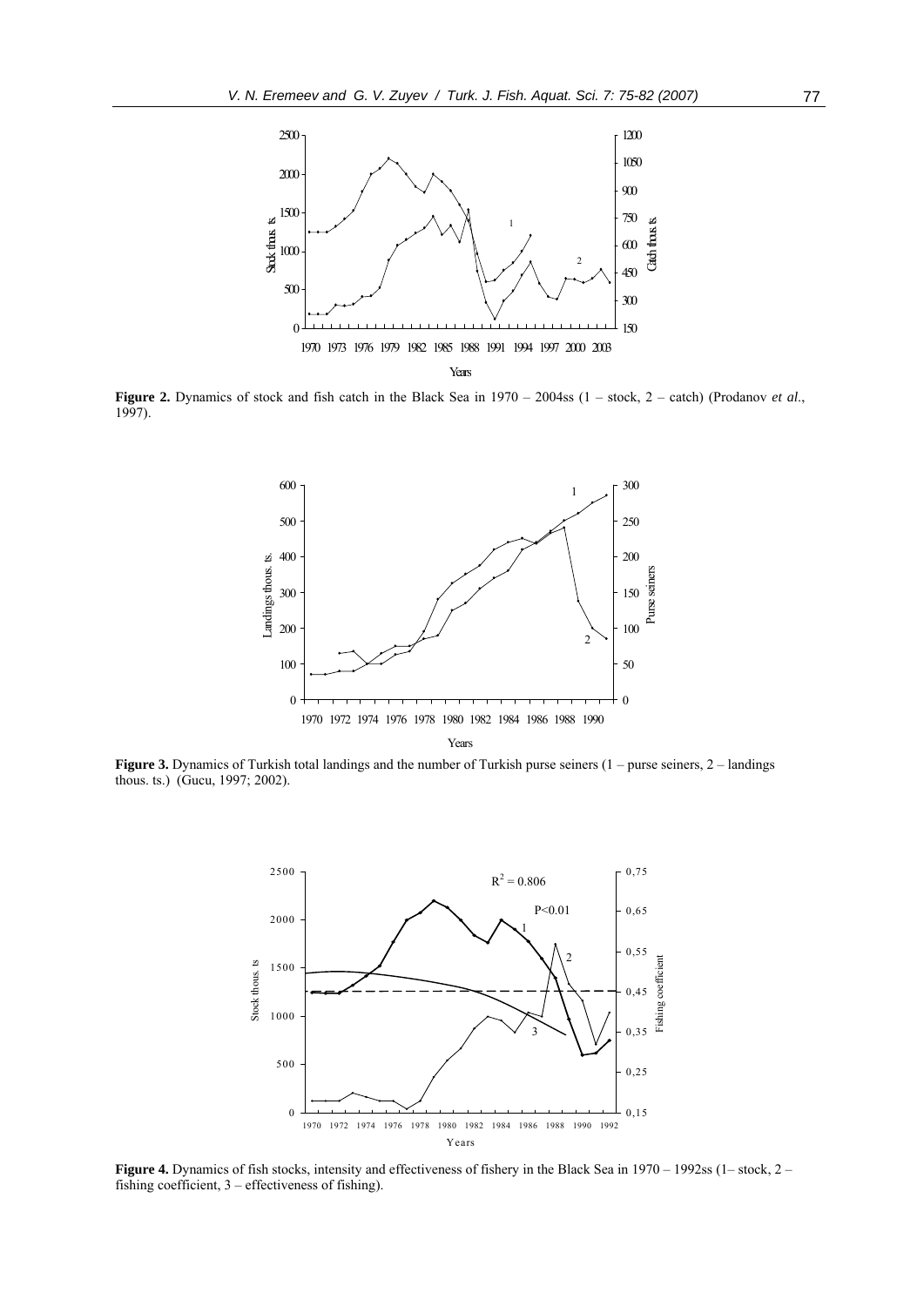**Figure 2.** Dynamics of stock and fish catch in the Black Sea in 1970 – 2004ss (1 – stock, 2 – catch) (Prodanov *et al*., 1997).

**Figure 3.** Dynamics of Turkish total landings and the number of Turkish purse seiners (1 – purse seiners, 2 – landings thous. ts.) (Gucu, 1997; 2002).

**Figure 4.** Dynamics of fish stocks, intensity and effectiveness of fishery in the Black Sea in 1970 – 1992ss (1– stock, 2 – fishing coefficient, 3 – effectiveness of fishing).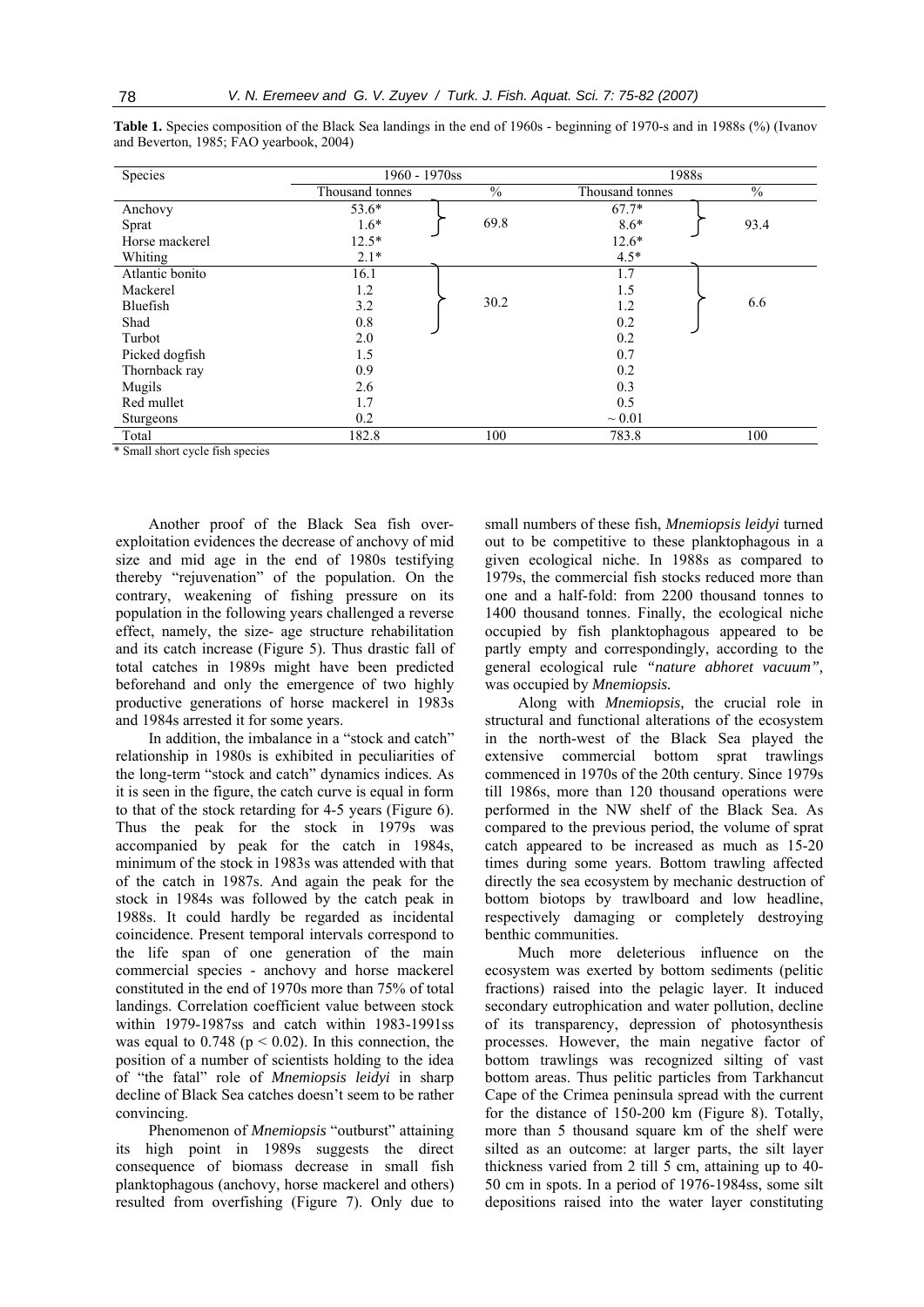**Table 1.** Species composition of the Black Sea landings in the end of 1960s - beginning of 1970-s and in 1988s (%) (Ivanov and Beverton, 1985; FAO yearbook, 2004)

| Species | 1960 - 1970ss | | 1988s | |
|---|---|---|---|---|
| | Thousand tonnes | % | Thousand tonnes | % |
| Anchovy | 53.6* | 69.8 | 67.7* | 93.4 |
| Sprat | 1.6* | | 8.6* | |
| Horse mackerel | 12.5* | | 12.6* | |
| Whiting | 2.1* | | 4.5* | |
| Atlantic bonito | 16.1 | 30.2 | 1.7 | 6.6 |
| Mackerel | 1.2 | | 1.5 | |
| Bluefish | 3.2 | | 1.2 | |
| Shad | 0.8 | | 0.2 | |
| Turbot | 2.0 | | 0.2 | |
| Picked dogfish | 1.5 | | 0.7 | |
| Thornback ray | 0.9 | | 0.2 | |
| Mugils | 2.6 | | 0.3 | |
| Red mullet | 1.7 | | 0.5 | |
| Sturgeons | 0.2 | | ~ 0.01 | |
| Total | 182.8 | 100 | 783.8 | 100 |

\* Small short cycle fish species

Another proof of the Black Sea fish over-exploitation evidences the decrease of anchovy of mid size and mid age in the end of 1980s testifying thereby "rejuvenation" of the population. On the contrary, weakening of fishing pressure on its population in the following years challenged a reverse effect, namely, the size- age structure rehabilitation and its catch increase (Figure 5). Thus drastic fall of total catches in 1989s might have been predicted beforehand and only the emergence of two highly productive generations of horse mackerel in 1983s and 1984s arrested it for some years.

In addition, the imbalance in a "stock and catch" relationship in 1980s is exhibited in peculiarities of the long-term "stock and catch" dynamics indices. As it is seen in the figure, the catch curve is equal in form to that of the stock retarding for 4-5 years (Figure 6). Thus the peak for the stock in 1979s was accompanied by peak for the catch in 1984s, minimum of the stock in 1983s was attended with that of the catch in 1987s. And again the peak for the stock in 1984s was followed by the catch peak in 1988s. It could hardly be regarded as incidental coincidence. Present temporal intervals correspond to the life span of one generation of the main commercial species - anchovy and horse mackerel constituted in the end of 1970s more than 75% of total landings. Correlation coefficient value between stock within 1979-1987ss and catch within 1983-1991ss was equal to 0.748 ($p < 0.02$). In this connection, the position of a number of scientists holding to the idea of "the fatal" role of *Mnemiopsis leidyi* in sharp decline of Black Sea catches doesn't seem to be rather convincing.

Phenomenon of *Mnemiopsis* "outburst" attaining its high point in 1989s suggests the direct consequence of biomass decrease in small fish planktophagous (anchovy, horse mackerel and others) resulted from overfishing (Figure 7). Only due to small numbers of these fish, *Mnemiopsis leidyi* turned out to be competitive to these planktophagous in a given ecological niche. In 1988s as compared to 1979s, the commercial fish stocks reduced more than one and a half-fold: from 2200 thousand tonnes to 1400 thousand tonnes. Finally, the ecological niche occupied by fish planktophagous appeared to be partly empty and correspondingly, according to the general ecological rule *"nature abhoret vacuum",* was occupied by *Mnemiopsis.*

Along with *Mnemiopsis,* the crucial role in structural and functional alterations of the ecosystem in the north-west of the Black Sea played the extensive commercial bottom sprat trawlings commenced in 1970s of the 20th century. Since 1979s till 1986s, more than 120 thousand operations were performed in the NW shelf of the Black Sea. As compared to the previous period, the volume of sprat catch appeared to be increased as much as 15-20 times during some years. Bottom trawling affected directly the sea ecosystem by mechanic destruction of bottom biotops by trawlboard and low headline, respectively damaging or completely destroying benthic communities.

Much more deleterious influence on the ecosystem was exerted by bottom sediments (pelitic fractions) raised into the pelagic layer. It induced secondary eutrophication and water pollution, decline of its transparency, depression of photosynthesis processes. However, the main negative factor of bottom trawlings was recognized silting of vast bottom areas. Thus pelitic particles from Tarkhancut Cape of the Crimea peninsula spread with the current for the distance of 150-200 km (Figure 8). Totally, more than 5 thousand square km of the shelf were silted as an outcome: at larger parts, the silt layer thickness varied from 2 till 5 cm, attaining up to 40-50 cm in spots. In a period of 1976-1984ss, some silt depositions raised into the water layer constituting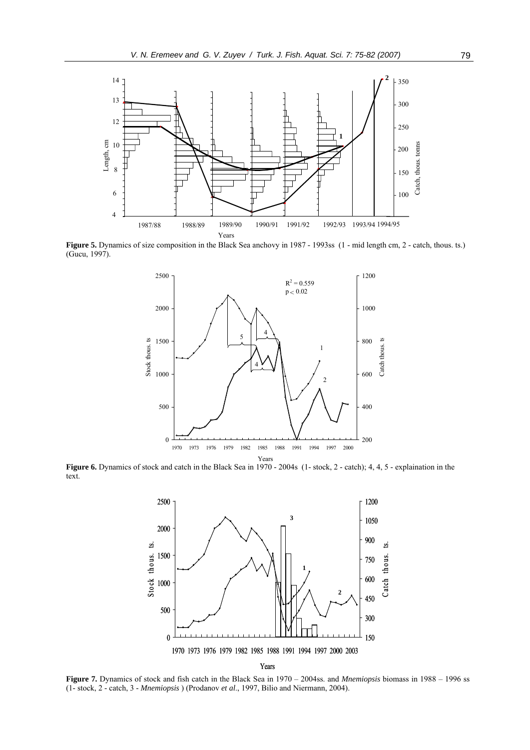**Figure 5.** Dynamics of size composition in the Black Sea anchovy in 1987 - 1993ss (1 - mid length cm, 2 - catch, thous. ts.) (Gucu, 1997).

**Figure 6.** Dynamics of stock and catch in the Black Sea in 1970 - 2004s (1- stock, 2 - catch); 4, 4, 5 - explaination in the text.

**Figure 7.** Dynamics of stock and fish catch in the Black Sea in 1970 – 2004ss. and *Mnemiopsis* biomass in 1988 – 1996 ss (1- stock, 2 - catch, 3 - *Mnemiopsis* ) (Prodanov *et al*., 1997, Bilio and Niermann, 2004).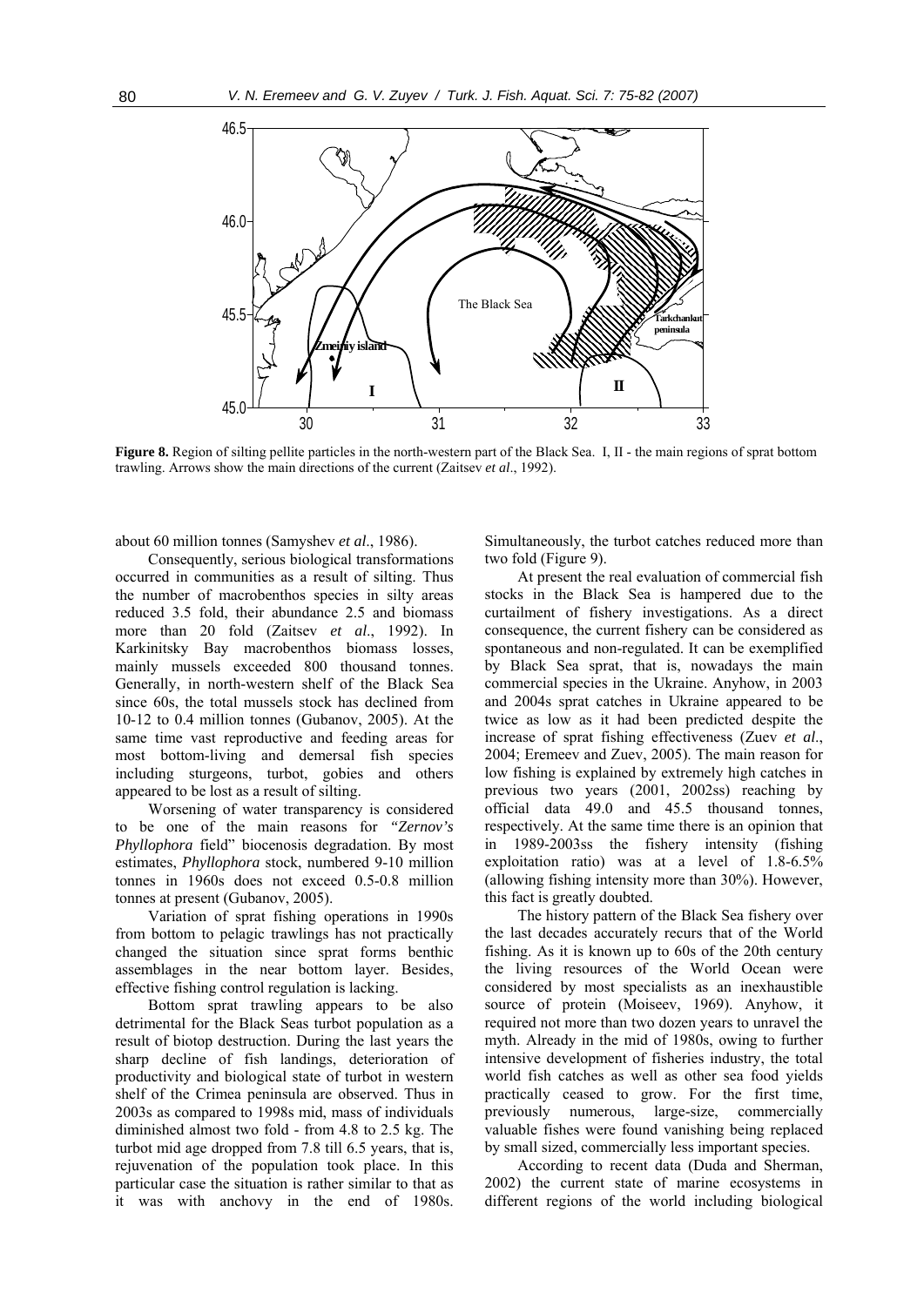**Figure 8.** Region of silting pellite particles in the north-western part of the Black Sea. I, II - the main regions of sprat bottom trawling. Arrows show the main directions of the current (Zaitsev *et al*., 1992).

about 60 million tonnes (Samyshev *et al*., 1986).

Consequently, serious biological transformations occurred in communities as a result of silting. Thus the number of macrobenthos species in silty areas reduced 3.5 fold, their abundance 2.5 and biomass more than 20 fold (Zaitsev *et al*., 1992). In Karkinitsky Bay macrobenthos biomass losses, mainly mussels exceeded 800 thousand tonnes. Generally, in north-western shelf of the Black Sea since 60s, the total mussels stock has declined from 10-12 to 0.4 million tonnes (Gubanov, 2005). At the same time vast reproductive and feeding areas for most bottom-living and demersal fish species including sturgeons, turbot, gobies and others appeared to be lost as a result of silting.

Worsening of water transparency is considered to be one of the main reasons for *"Zernov's Phyllophora* field" biocenosis degradation. By most estimates, *Phyllophora* stock, numbered 9-10 million tonnes in 1960s does not exceed 0.5-0.8 million tonnes at present (Gubanov, 2005).

Variation of sprat fishing operations in 1990s from bottom to pelagic trawlings has not practically changed the situation since sprat forms benthic assemblages in the near bottom layer. Besides, effective fishing control regulation is lacking.

Bottom sprat trawling appears to be also detrimental for the Black Seas turbot population as a result of biotop destruction. During the last years the sharp decline of fish landings, deterioration of productivity and biological state of turbot in western shelf of the Crimea peninsula are observed. Thus in 2003s as compared to 1998s mid, mass of individuals diminished almost two fold - from 4.8 to 2.5 kg. The turbot mid age dropped from 7.8 till 6.5 years, that is, rejuvenation of the population took place. In this particular case the situation is rather similar to that as it was with anchovy in the end of 1980s. Simultaneously, the turbot catches reduced more than two fold (Figure 9).

At present the real evaluation of commercial fish stocks in the Black Sea is hampered due to the curtailment of fishery investigations. As a direct consequence, the current fishery can be considered as spontaneous and non-regulated. It can be exemplified by Black Sea sprat, that is, nowadays the main commercial species in the Ukraine. Anyhow, in 2003 and 2004s sprat catches in Ukraine appeared to be twice as low as it had been predicted despite the increase of sprat fishing effectiveness (Zuev *et al*., 2004; Eremeev and Zuev, 2005). The main reason for low fishing is explained by extremely high catches in previous two years (2001, 2002ss) reaching by official data 49.0 and 45.5 thousand tonnes, respectively. At the same time there is an opinion that in 1989-2003ss the fishery intensity (fishing exploitation ratio) was at a level of 1.8-6.5% (allowing fishing intensity more than 30%). However, this fact is greatly doubted.

The history pattern of the Black Sea fishery over the last decades accurately recurs that of the World fishing. As it is known up to 60s of the 20th century the living resources of the World Ocean were considered by most specialists as an inexhaustible source of protein (Moiseev, 1969). Anyhow, it required not more than two dozen years to unravel the myth. Already in the mid of 1980s, owing to further intensive development of fisheries industry, the total world fish catches as well as other sea food yields practically ceased to grow. For the first time, previously numerous, large-size, commercially valuable fishes were found vanishing being replaced by small sized, commercially less important species.

According to recent data (Duda and Sherman, 2002) the current state of marine ecosystems in different regions of the world including biological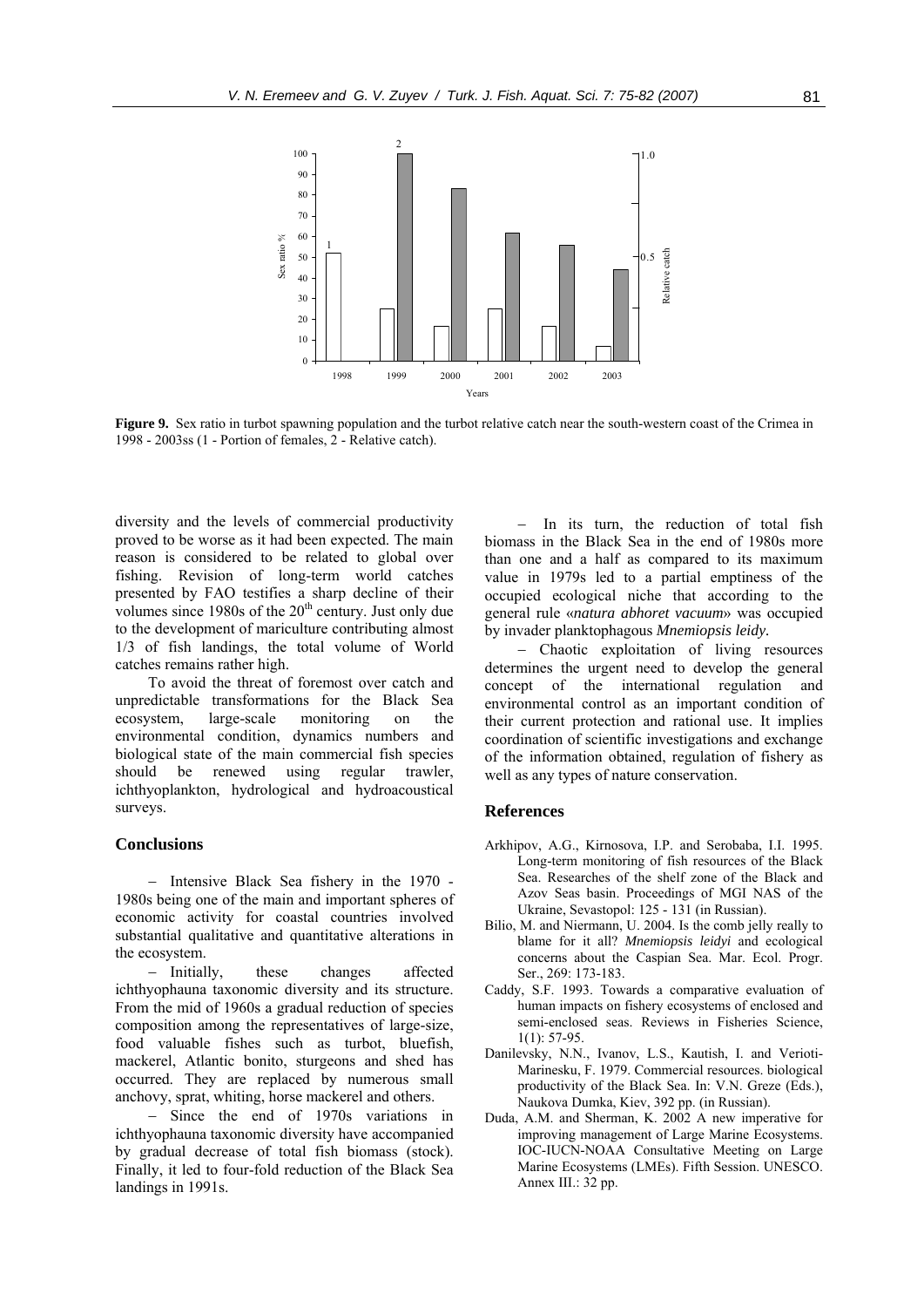**Figure 9.** Sex ratio in turbot spawning population and the turbot relative catch near the south-western coast of the Crimea in 1998 - 2003ss (1 - Portion of females, 2 - Relative catch).

diversity and the levels of commercial productivity proved to be worse as it had been expected. The main reason is considered to be related to global over fishing. Revision of long-term world catches presented by FAO testifies a sharp decline of their volumes since 1980s of the 20th century. Just only due to the development of mariculture contributing almost 1/3 of fish landings, the total volume of World catches remains rather high.

To avoid the threat of foremost over catch and unpredictable transformations for the Black Sea ecosystem, large-scale monitoring on the environmental condition, dynamics numbers and biological state of the main commercial fish species should be renewed using regular trawler, ichthyoplankton, hydrological and hydroacoustical surveys.

## Conclusions

– Intensive Black Sea fishery in the 1970 - 1980s being one of the main and important spheres of economic activity for coastal countries involved substantial qualitative and quantitative alterations in the ecosystem.

– Initially, these changes affected ichthyophauna taxonomic diversity and its structure. From the mid of 1960s a gradual reduction of species composition among the representatives of large-size, food valuable fishes such as turbot, bluefish, mackerel, Atlantic bonito, sturgeons and shed has occurred. They are replaced by numerous small anchovy, sprat, whiting, horse mackerel and others.

– Since the end of 1970s variations in ichthyophauna taxonomic diversity have accompanied by gradual decrease of total fish biomass (stock). Finally, it led to four-fold reduction of the Black Sea landings in 1991s.

– In its turn, the reduction of total fish biomass in the Black Sea in the end of 1980s more than one and a half as compared to its maximum value in 1979s led to a partial emptiness of the occupied ecological niche that according to the general rule «*natura abhoret vacuum*» was occupied by invader planktophagous *Mnemiopsis leidy.*

– Chaotic exploitation of living resources determines the urgent need to develop the general concept of the international regulation and environmental control as an important condition of their current protection and rational use. It implies coordination of scientific investigations and exchange of the information obtained, regulation of fishery as well as any types of nature conservation.

## References

Arkhipov, A.G., Kirnosova, I.P. and Serobaba, I.I. 1995. Long-term monitoring of fish resources of the Black Sea. Researches of the shelf zone of the Black and Azov Seas basin. Proceedings of MGI NAS of the Ukraine, Sevastopol: 125 - 131 (in Russian).

Bilio, M. and Niermann, U. 2004. Is the comb jelly really to blame for it all? *Mnemiopsis leidyi* and ecological concerns about the Caspian Sea. Mar. Ecol. Progr. Ser., 269: 173-183.

Caddy, S.F. 1993. Towards a comparative evaluation of human impacts on fishery ecosystems of enclosed and semi-enclosed seas. Reviews in Fisheries Science, 1(1): 57-95.

Danilevsky, N.N., Ivanov, L.S., Kautish, I. and Verioti-Marinesku, F. 1979. Commercial resources. biological productivity of the Black Sea. In: V.N. Greze (Eds.), Naukova Dumka, Kiev, 392 pp. (in Russian).

Duda, A.M. and Sherman, K. 2002 A new imperative for improving management of Large Marine Ecosystems. IOC-IUCN-NOAA Consultative Meeting on Large Marine Ecosystems (LMEs). Fifth Session. UNESCO. Annex III.: 32 pp.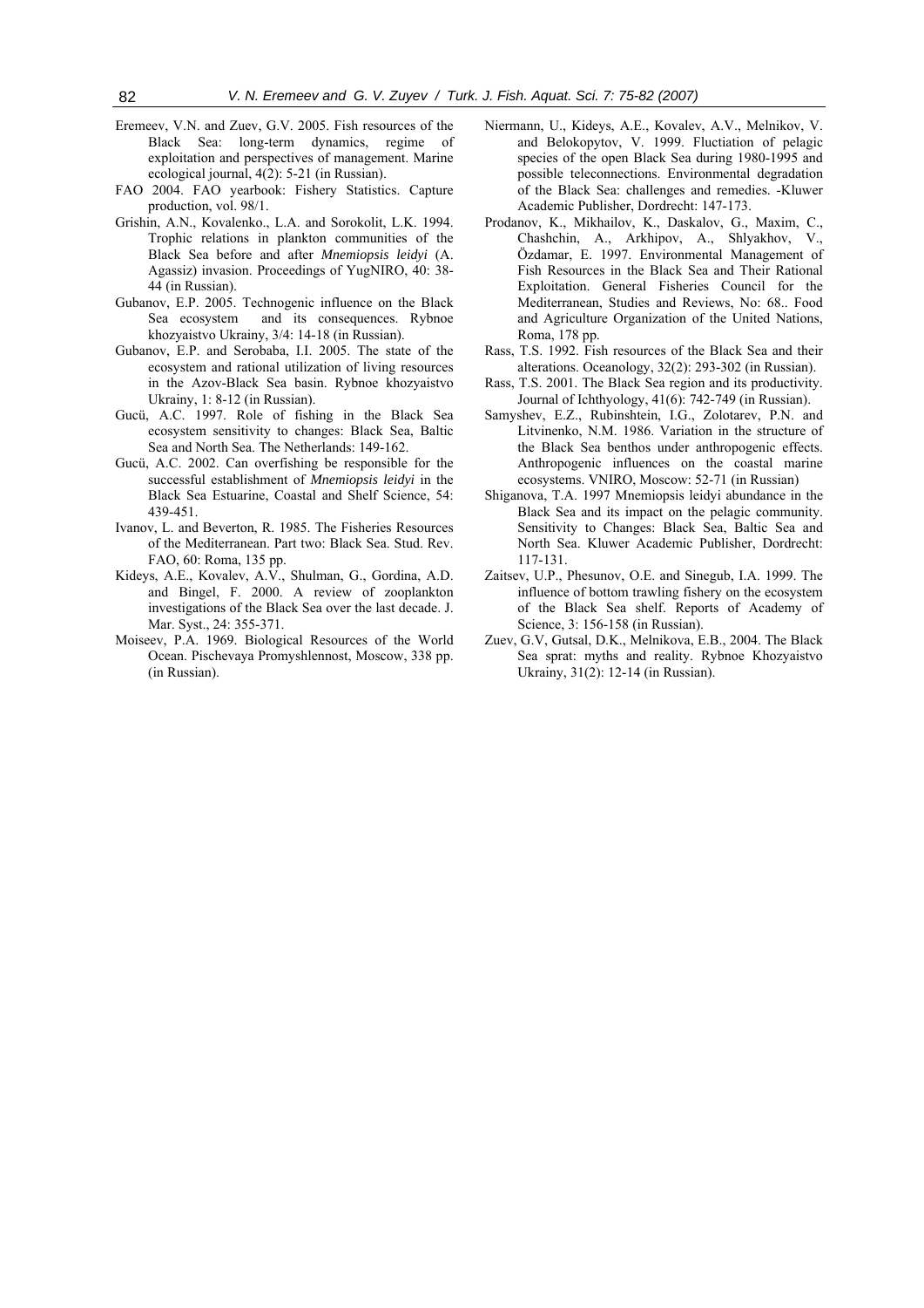Eremeev, V.N. and Zuev, G.V. 2005. Fish resources of the Black Sea: long-term dynamics, regime of exploitation and perspectives of management. Marine ecological journal, 4(2): 5-21 (in Russian).

FAO 2004. FAO yearbook: Fishery Statistics. Capture production, vol. 98/1.

Grishin, A.N., Kovalenko., L.A. and Sorokolit, L.K. 1994. Trophic relations in plankton communities of the Black Sea before and after *Mnemiopsis leidyi* (A. Agassiz) invasion. Proceedings of YugNIRO, 40: 38-44 (in Russian).

Gubanov, E.P. 2005. Technogenic influence on the Black Sea ecosystem and its consequences. Rybnoe khozyaistvo Ukrainy, 3/4: 14-18 (in Russian).

Gubanov, E.P. and Serobaba, I.I. 2005. The state of the ecosystem and rational utilization of living resources in the Azov-Black Sea basin. Rybnoe khozyaistvo Ukrainy, 1: 8-12 (in Russian).

Gucü, A.C. 1997. Role of fishing in the Black Sea ecosystem sensitivity to changes: Black Sea, Baltic Sea and North Sea. The Netherlands: 149-162.

Gucü, A.C. 2002. Can overfishing be responsible for the successful establishment of *Mnemiopsis leidyi* in the Black Sea Estuarine, Coastal and Shelf Science, 54: 439-451.

Ivanov, L. and Beverton, R. 1985. The Fisheries Resources of the Mediterranean. Part two: Black Sea. Stud. Rev. FAO, 60: Roma, 135 pp.

Kideys, A.E., Kovalev, A.V., Shulman, G., Gordina, A.D. and Bingel, F. 2000. A review of zooplankton investigations of the Black Sea over the last decade. J. Mar. Syst., 24: 355-371.

Moiseev, P.A. 1969. Biological Resources of the World Ocean. Pischevaya Promyshlennost, Moscow, 338 pp. (in Russian).

Niermann, U., Kideys, A.E., Kovalev, A.V., Melnikov, V. and Belokopytov, V. 1999. Fluctiation of pelagic species of the open Black Sea during 1980-1995 and possible teleconnections. Environmental degradation of the Black Sea: challenges and remedies. -Kluwer Academic Publisher, Dordrecht: 147-173.

Prodanov, K., Mikhailov, K., Daskalov, G., Maxim, C., Chashchin, A., Arkhipov, A., Shlyakhov, V., Özdamar, E. 1997. Environmental Management of Fish Resources in the Black Sea and Their Rational Exploitation. General Fisheries Council for the Mediterranean, Studies and Reviews, No: 68.. Food and Agriculture Organization of the United Nations, Roma, 178 pp.

Rass, T.S. 1992. Fish resources of the Black Sea and their alterations. Oceanology, 32(2): 293-302 (in Russian).

Rass, T.S. 2001. The Black Sea region and its productivity. Journal of Ichthyology, 41(6): 742-749 (in Russian).

Samyshev, E.Z., Rubinshtein, I.G., Zolotarev, P.N. and Litvinenko, N.M. 1986. Variation in the structure of the Black Sea benthos under anthropogenic effects. Anthropogenic influences on the coastal marine ecosystems. VNIRO, Moscow: 52-71 (in Russian)

Shiganova, T.A. 1997 Mnemiopsis leidyi abundance in the Black Sea and its impact on the pelagic community. Sensitivity to Changes: Black Sea, Baltic Sea and North Sea. Kluwer Academic Publisher, Dordrecht: 117-131.

Zaitsev, U.P., Phesunov, O.E. and Sinegub, I.A. 1999. The influence of bottom trawling fishery on the ecosystem of the Black Sea shelf. Reports of Academy of Science, 3: 156-158 (in Russian).

Zuev, G.V, Gutsal, D.K., Melnikova, E.B., 2004. The Black Sea sprat: myths and reality. Rybnoe Khozyaistvo Ukrainy, 31(2): 12-14 (in Russian).